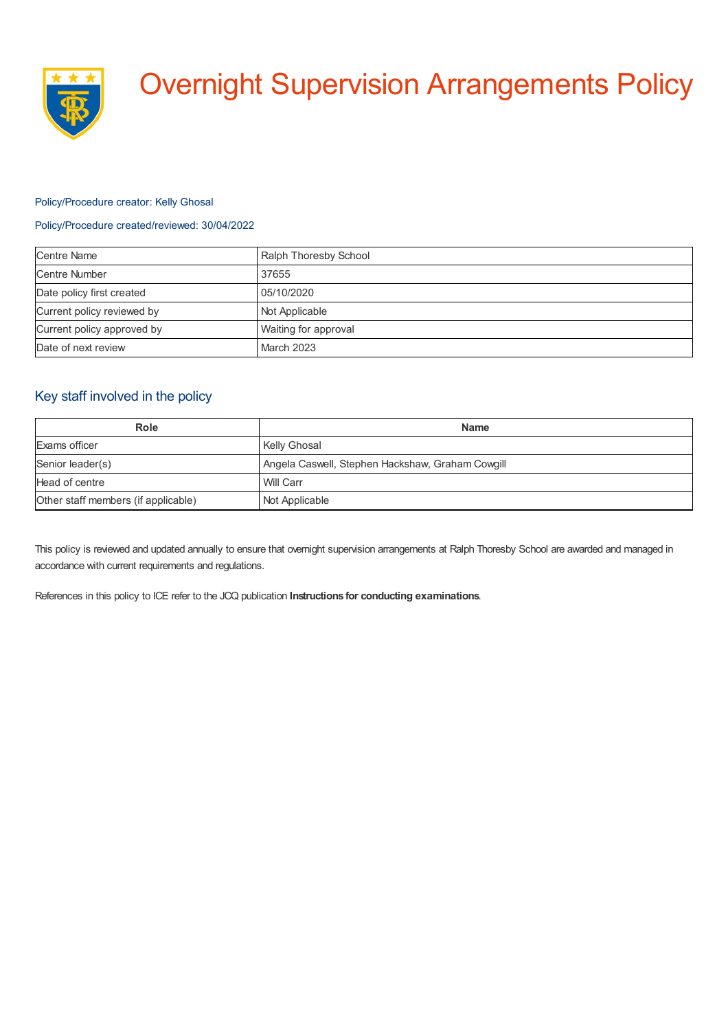# Overnight Supervision Arrangements Policy

Policy/Procedure creator: Kelly Ghosal

Policy/Procedure created/reviewed: 30/04/2022

| Centre Name | Ralph Thoresby School |
|---|---|
| Centre Number | 37655 |
| Date policy first created | 05/10/2020 |
| Current policy reviewed by | Not Applicable |
| Current policy approved by | Waiting for approval |
| Date of next review | March 2023 |

## Key staff involved in the policy

| Role | Name |
|---|---|
| Exams officer | Kelly Ghosal |
| Senior leader(s) | Angela Caswell, Stephen Hackshaw, Graham Cowgill |
| Head of centre | Will Carr |
| Other staff members (if applicable) | Not Applicable |

This policy is reviewed and updated annually to ensure that overnight supervision arrangements at Ralph Thoresby School are awarded and managed in accordance with current requirements and regulations.

References in this policy to ICE refer to the JCQ publication **Instructions for conducting examinations**.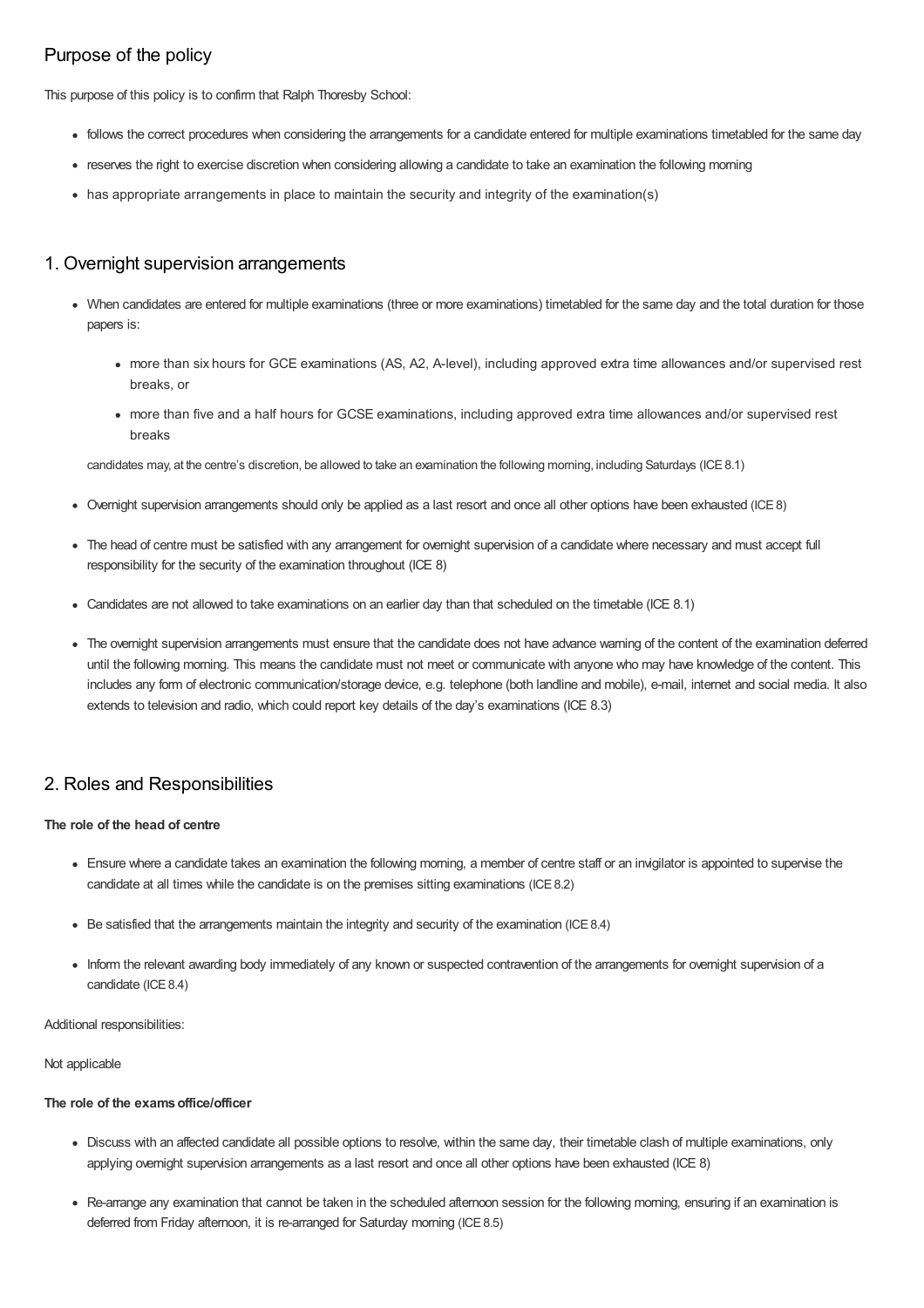## Purpose of the policy

This purpose of this policy is to confirm that Ralph Thoresby School:

- follows the correct procedures when considering the arrangements for a candidate entered for multiple examinations timetabled for the same day
- reserves the right to exercise discretion when considering allowing a candidate to take an examination the following morning
- has appropriate arrangements in place to maintain the security and integrity of the examination(s)

## 1. Overnight supervision arrangements

- When candidates are entered for multiple examinations (three or more examinations) timetabled for the same day and the total duration for those papers is:
  - more than six hours for GCE examinations (AS, A2, A-level), including approved extra time allowances and/or supervised rest breaks, or
  - more than five and a half hours for GCSE examinations, including approved extra time allowances and/or supervised rest breaks

  candidates may, at the centre's discretion, be allowed to take an examination the following morning, including Saturdays (ICE 8.1)
- Overnight supervision arrangements should only be applied as a last resort and once all other options have been exhausted (ICE 8)
- The head of centre must be satisfied with any arrangement for overnight supervision of a candidate where necessary and must accept full responsibility for the security of the examination throughout (ICE 8)
- Candidates are not allowed to take examinations on an earlier day than that scheduled on the timetable (ICE 8.1)
- The overnight supervision arrangements must ensure that the candidate does not have advance warning of the content of the examination deferred until the following morning. This means the candidate must not meet or communicate with anyone who may have knowledge of the content. This includes any form of electronic communication/storage device, e.g. telephone (both landline and mobile), e-mail, internet and social media. It also extends to television and radio, which could report key details of the day's examinations (ICE 8.3)

## 2. Roles and Responsibilities

**The role of the head of centre**

- Ensure where a candidate takes an examination the following morning, a member of centre staff or an invigilator is appointed to supervise the candidate at all times while the candidate is on the premises sitting examinations (ICE 8.2)
- Be satisfied that the arrangements maintain the integrity and security of the examination (ICE 8.4)
- Inform the relevant awarding body immediately of any known or suspected contravention of the arrangements for overnight supervision of a candidate (ICE 8.4)

Additional responsibilities:

Not applicable

**The role of the exams office/officer**

- Discuss with an affected candidate all possible options to resolve, within the same day, their timetable clash of multiple examinations, only applying overnight supervision arrangements as a last resort and once all other options have been exhausted (ICE 8)
- Re-arrange any examination that cannot be taken in the scheduled afternoon session for the following morning, ensuring if an examination is deferred from Friday afternoon, it is re-arranged for Saturday morning (ICE 8.5)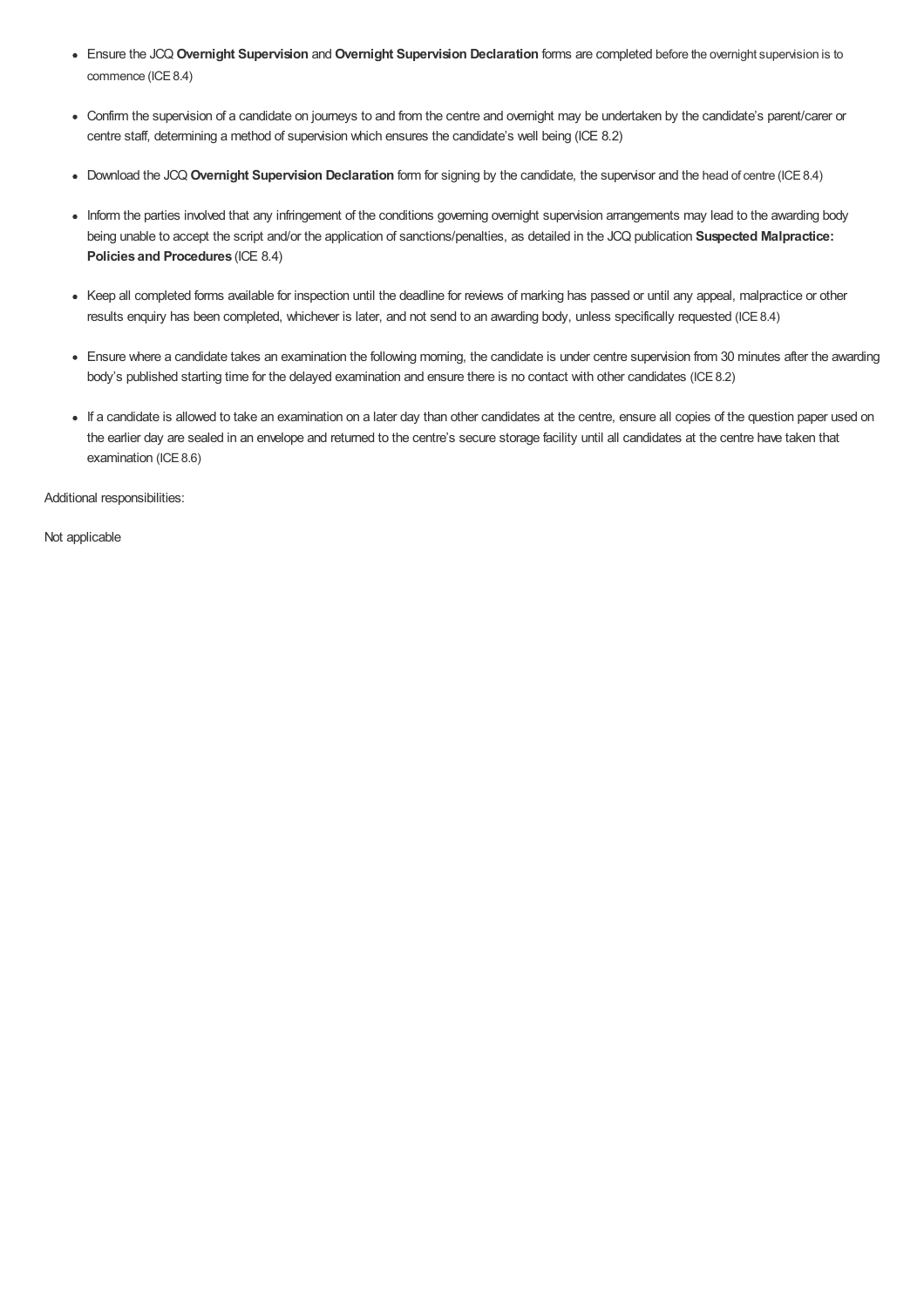- Ensure the JCQ **Overnight Supervision** and **Overnight Supervision Declaration** forms are completed before the overnight supervision is to commence (ICE 8.4)
- Confirm the supervision of a candidate on journeys to and from the centre and overnight may be undertaken by the candidate's parent/carer or centre staff, determining a method of supervision which ensures the candidate's well being (ICE 8.2)
- Download the JCQ **Overnight Supervision Declaration** form for signing by the candidate, the supervisor and the head of centre (ICE 8.4)
- Inform the parties involved that any infringement of the conditions governing overnight supervision arrangements may lead to the awarding body being unable to accept the script and/or the application of sanctions/penalties, as detailed in the JCQ publication **Suspected Malpractice: Policies and Procedures** (ICE 8.4)
- Keep all completed forms available for inspection until the deadline for reviews of marking has passed or until any appeal, malpractice or other results enquiry has been completed, whichever is later, and not send to an awarding body, unless specifically requested (ICE 8.4)
- Ensure where a candidate takes an examination the following morning, the candidate is under centre supervision from 30 minutes after the awarding body's published starting time for the delayed examination and ensure there is no contact with other candidates (ICE 8.2)
- If a candidate is allowed to take an examination on a later day than other candidates at the centre, ensure all copies of the question paper used on the earlier day are sealed in an envelope and returned to the centre's secure storage facility until all candidates at the centre have taken that examination (ICE 8.6)

Additional responsibilities:

Not applicable